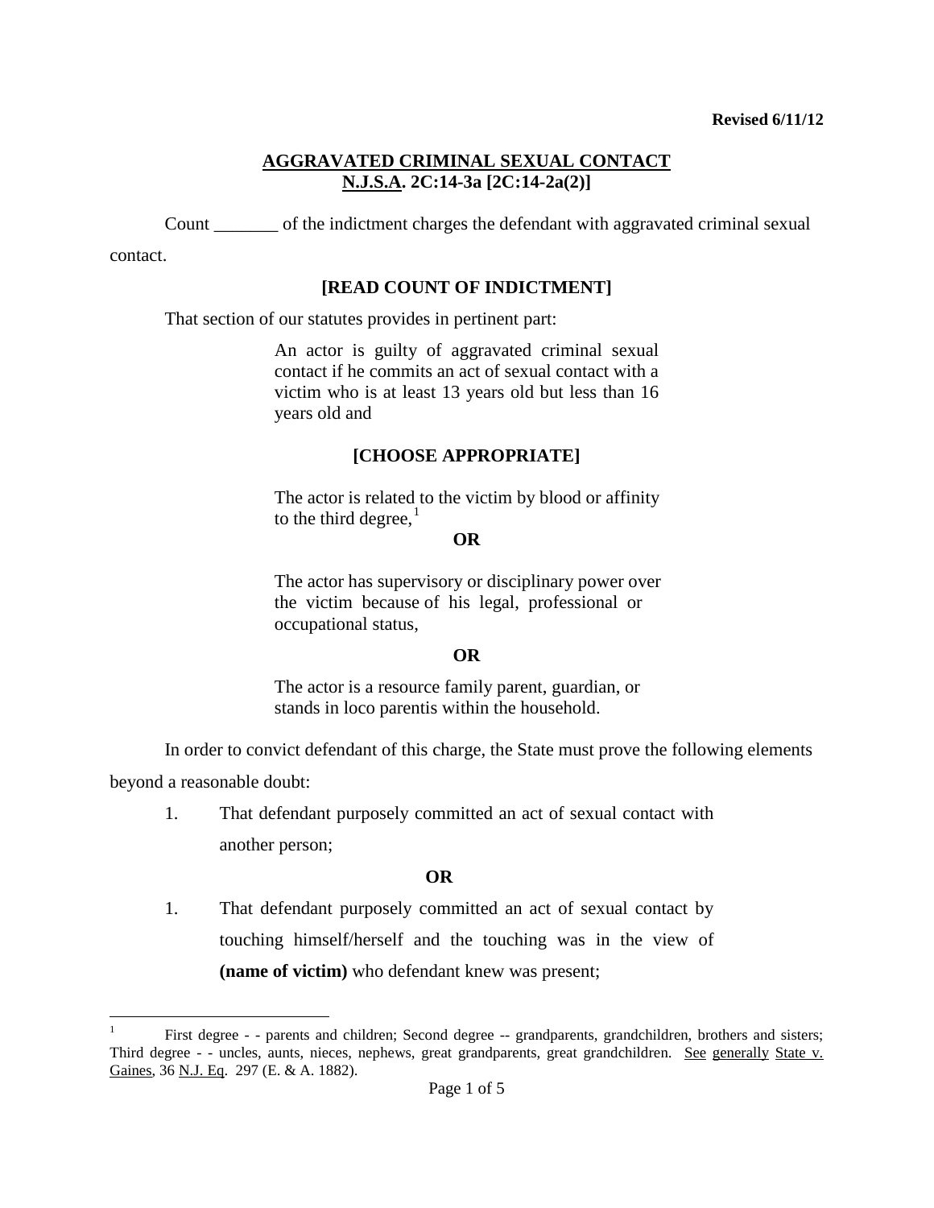Revised 6/11/12

# AGGRAVATED CRIMINAL SEXUAL CONTACT
## N.J.S.A. 2C:14-3a [2C:14-2a(2)]

Count _______ of the indictment charges the defendant with aggravated criminal sexual contact.

**[READ COUNT OF INDICTMENT]**

That section of our statutes provides in pertinent part:

> An actor is guilty of aggravated criminal sexual contact if he commits an act of sexual contact with a victim who is at least 13 years old but less than 16 years old and
>
> **[CHOOSE APPROPRIATE]**
>
> The actor is related to the victim by blood or affinity to the third degree,[1]
>
> **OR**
>
> The actor has supervisory or disciplinary power over the victim because of his legal, professional or occupational status,
>
> **OR**
>
> The actor is a resource family parent, guardian, or stands in loco parentis within the household.

In order to convict defendant of this charge, the State must prove the following elements beyond a reasonable doubt:

1. That defendant purposely committed an act of sexual contact with another person;

**OR**

1. That defendant purposely committed an act of sexual contact by touching himself/herself and the touching was in the view of **(name of victim)** who defendant knew was present;

---

[1] First degree - - parents and children; Second degree -- grandparents, grandchildren, brothers and sisters; Third degree - - uncles, aunts, nieces, nephews, great grandparents, great grandchildren. See generally State v. Gaines, 36 N.J. Eq. 297 (E. & A. 1882).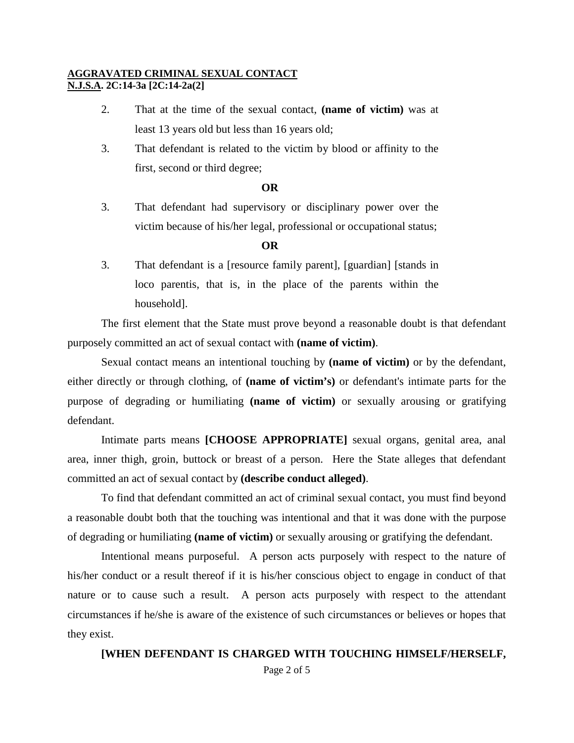2. That at the time of the sexual contact, **(name of victim)** was at least 13 years old but less than 16 years old;

3. That defendant is related to the victim by blood or affinity to the first, second or third degree;

**OR**

3. That defendant had supervisory or disciplinary power over the victim because of his/her legal, professional or occupational status;

**OR**

3. That defendant is a [resource family parent], [guardian] [stands in loco parentis, that is, in the place of the parents within the household].

The first element that the State must prove beyond a reasonable doubt is that defendant purposely committed an act of sexual contact with **(name of victim)**.

Sexual contact means an intentional touching by **(name of victim)** or by the defendant, either directly or through clothing, of **(name of victim's)** or defendant's intimate parts for the purpose of degrading or humiliating **(name of victim)** or sexually arousing or gratifying defendant.

Intimate parts means **[CHOOSE APPROPRIATE]** sexual organs, genital area, anal area, inner thigh, groin, buttock or breast of a person. Here the State alleges that defendant committed an act of sexual contact by **(describe conduct alleged)**.

To find that defendant committed an act of criminal sexual contact, you must find beyond a reasonable doubt both that the touching was intentional and that it was done with the purpose of degrading or humiliating **(name of victim)** or sexually arousing or gratifying the defendant.

Intentional means purposeful. A person acts purposely with respect to the nature of his/her conduct or a result thereof if it is his/her conscious object to engage in conduct of that nature or to cause such a result. A person acts purposely with respect to the attendant circumstances if he/she is aware of the existence of such circumstances or believes or hopes that they exist.

**[WHEN DEFENDANT IS CHARGED WITH TOUCHING HIMSELF/HERSELF,**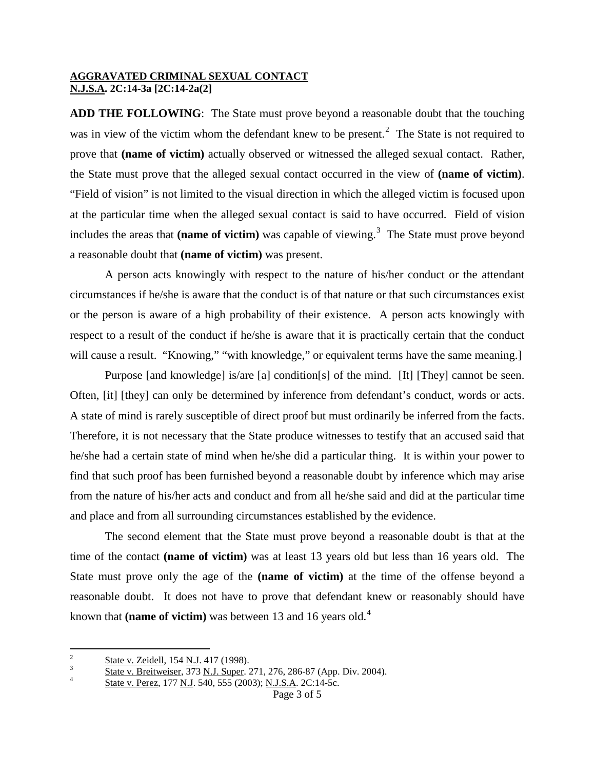**AGGRAVATED CRIMINAL SEXUAL CONTACT**
**N.J.S.A. 2C:14-3a [2C:14-2a(2]**

**ADD THE FOLLOWING**: The State must prove beyond a reasonable doubt that the touching was in view of the victim whom the defendant knew to be present.[2] The State is not required to prove that **(name of victim)** actually observed or witnessed the alleged sexual contact. Rather, the State must prove that the alleged sexual contact occurred in the view of **(name of victim)**. "Field of vision" is not limited to the visual direction in which the alleged victim is focused upon at the particular time when the alleged sexual contact is said to have occurred. Field of vision includes the areas that **(name of victim)** was capable of viewing.[3] The State must prove beyond a reasonable doubt that **(name of victim)** was present.

A person acts knowingly with respect to the nature of his/her conduct or the attendant circumstances if he/she is aware that the conduct is of that nature or that such circumstances exist or the person is aware of a high probability of their existence. A person acts knowingly with respect to a result of the conduct if he/she is aware that it is practically certain that the conduct will cause a result. "Knowing," "with knowledge," or equivalent terms have the same meaning.]

Purpose [and knowledge] is/are [a] condition[s] of the mind. [It] [They] cannot be seen. Often, [it] [they] can only be determined by inference from defendant's conduct, words or acts. A state of mind is rarely susceptible of direct proof but must ordinarily be inferred from the facts. Therefore, it is not necessary that the State produce witnesses to testify that an accused said that he/she had a certain state of mind when he/she did a particular thing. It is within your power to find that such proof has been furnished beyond a reasonable doubt by inference which may arise from the nature of his/her acts and conduct and from all he/she said and did at the particular time and place and from all surrounding circumstances established by the evidence.

The second element that the State must prove beyond a reasonable doubt is that at the time of the contact **(name of victim)** was at least 13 years old but less than 16 years old. The State must prove only the age of the **(name of victim)** at the time of the offense beyond a reasonable doubt. It does not have to prove that defendant knew or reasonably should have known that **(name of victim)** was between 13 and 16 years old.[4]

---

[2] State v. Zeidell, 154 N.J. 417 (1998).

[3] State v. Breitweiser, 373 N.J. Super. 271, 276, 286-87 (App. Div. 2004).

[4] State v. Perez, 177 N.J. 540, 555 (2003); N.J.S.A. 2C:14-5c.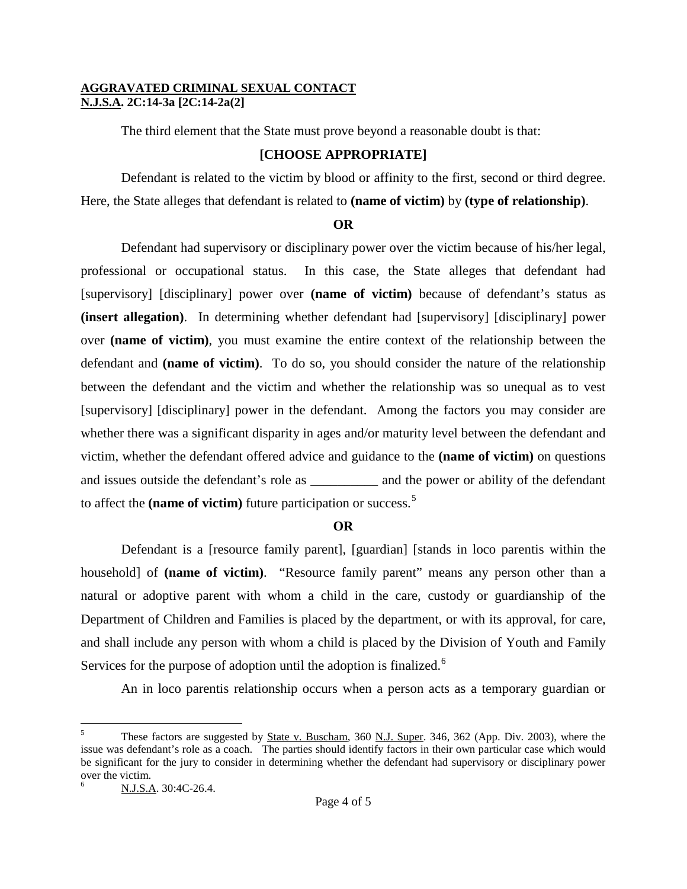**AGGRAVATED CRIMINAL SEXUAL CONTACT**
**N.J.S.A. 2C:14-3a [2C:14-2a(2]**

The third element that the State must prove beyond a reasonable doubt is that:

**[CHOOSE APPROPRIATE]**

Defendant is related to the victim by blood or affinity to the first, second or third degree. Here, the State alleges that defendant is related to **(name of victim)** by **(type of relationship)**.

**OR**

Defendant had supervisory or disciplinary power over the victim because of his/her legal, professional or occupational status. In this case, the State alleges that defendant had [supervisory] [disciplinary] power over **(name of victim)** because of defendant's status as **(insert allegation)**. In determining whether defendant had [supervisory] [disciplinary] power over **(name of victim)**, you must examine the entire context of the relationship between the defendant and **(name of victim)**. To do so, you should consider the nature of the relationship between the defendant and the victim and whether the relationship was so unequal as to vest [supervisory] [disciplinary] power in the defendant. Among the factors you may consider are whether there was a significant disparity in ages and/or maturity level between the defendant and victim, whether the defendant offered advice and guidance to the **(name of victim)** on questions and issues outside the defendant's role as __________ and the power or ability of the defendant to affect the **(name of victim)** future participation or success.[5]

**OR**

Defendant is a [resource family parent], [guardian] [stands in loco parentis within the household] of **(name of victim)**. "Resource family parent" means any person other than a natural or adoptive parent with whom a child in the care, custody or guardianship of the Department of Children and Families is placed by the department, or with its approval, for care, and shall include any person with whom a child is placed by the Division of Youth and Family Services for the purpose of adoption until the adoption is finalized.[6]

An in loco parentis relationship occurs when a person acts as a temporary guardian or

---

[5] These factors are suggested by State v. Buscham, 360 N.J. Super. 346, 362 (App. Div. 2003), where the issue was defendant's role as a coach. The parties should identify factors in their own particular case which would be significant for the jury to consider in determining whether the defendant had supervisory or disciplinary power over the victim.

[6] N.J.S.A. 30:4C-26.4.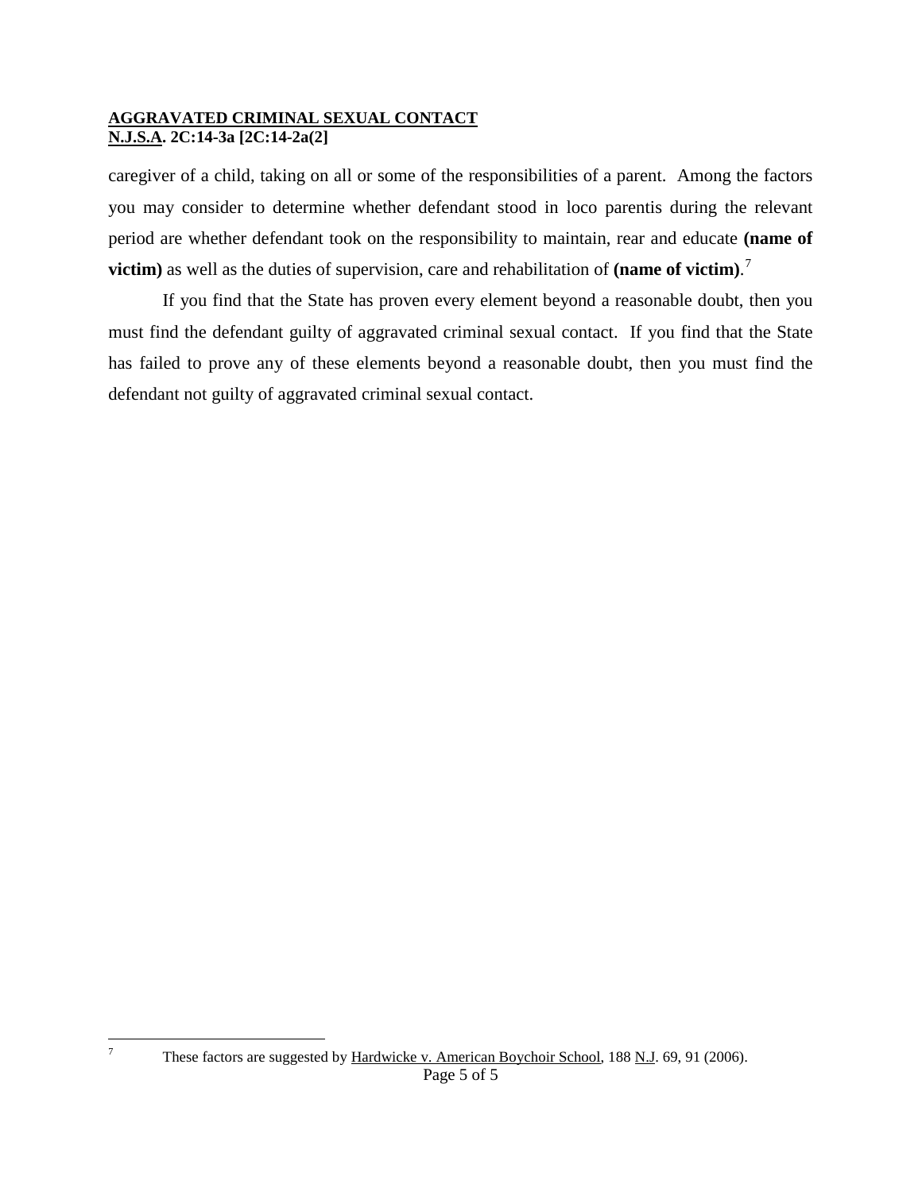caregiver of a child, taking on all or some of the responsibilities of a parent. Among the factors you may consider to determine whether defendant stood in loco parentis during the relevant period are whether defendant took on the responsibility to maintain, rear and educate **(name of victim)** as well as the duties of supervision, care and rehabilitation of **(name of victim)**.[7]

If you find that the State has proven every element beyond a reasonable doubt, then you must find the defendant guilty of aggravated criminal sexual contact. If you find that the State has failed to prove any of these elements beyond a reasonable doubt, then you must find the defendant not guilty of aggravated criminal sexual contact.

---

[7] These factors are suggested by Hardwicke v. American Boychoir School, 188 N.J. 69, 91 (2006).